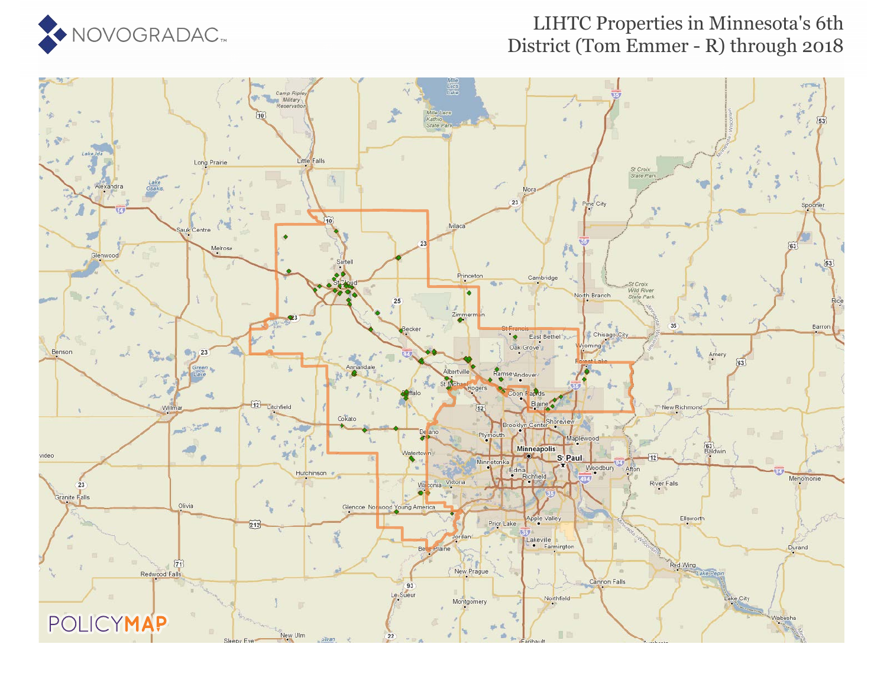# LIHTC Properties in Minnesota's 6th District (Tom Emmer - R) through 2018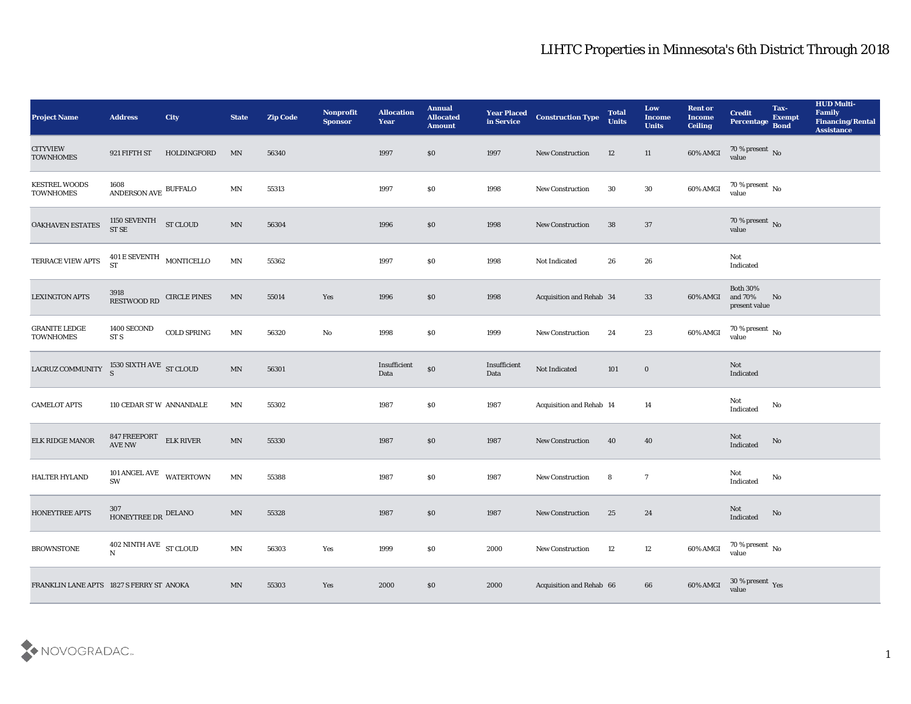# LIHTC Properties in Minnesota's 6th District Through 2018

| Project Name | Address | City | State | Zip Code | Nonprofit Sponsor | Allocation Year | Annual Allocated Amount | Year Placed in Service | Construction Type | Total Units | Low Income Units | Rent or Income Ceiling | Credit Percentage | Tax-Exempt Bond | HUD Multi-Family Financing/Rental Assistance |
|---|---|---|---|---|---|---|---|---|---|---|---|---|---|---|---|
| CITYVIEW TOWNHOMES | 921 FIFTH ST | HOLDINGFORD | MN | 56340 | | 1997 | $0 | 1997 | New Construction | 12 | 11 | 60% AMGI | 70 % present value | No | |
| KESTREL WOODS TOWNHOMES | 1608 ANDERSON AVE | BUFFALO | MN | 55313 | | 1997 | $0 | 1998 | New Construction | 30 | 30 | 60% AMGI | 70 % present value | No | |
| OAKHAVEN ESTATES | 1150 SEVENTH ST SE | ST CLOUD | MN | 56304 | | 1996 | $0 | 1998 | New Construction | 38 | 37 | | 70 % present value | No | |
| TERRACE VIEW APTS | 401 E SEVENTH ST | MONTICELLO | MN | 55362 | | 1997 | $0 | 1998 | Not Indicated | 26 | 26 | | Not Indicated | | |
| LEXINGTON APTS | 3918 RESTWOOD RD | CIRCLE PINES | MN | 55014 | Yes | 1996 | $0 | 1998 | Acquisition and Rehab | 34 | 33 | 60% AMGI | Both 30% and 70% present value | No | |
| GRANITE LEDGE TOWNHOMES | 1400 SECOND ST S | COLD SPRING | MN | 56320 | No | 1998 | $0 | 1999 | New Construction | 24 | 23 | 60% AMGI | 70 % present value | No | |
| LACRUZ COMMUNITY | 1530 SIXTH AVE S | ST CLOUD | MN | 56301 | | Insufficient Data | $0 | Insufficient Data | Not Indicated | 101 | 0 | | Not Indicated | | |
| CAMELOT APTS | 110 CEDAR ST W | ANNANDALE | MN | 55302 | | 1987 | $0 | 1987 | Acquisition and Rehab | 14 | 14 | | Not Indicated | No | |
| ELK RIDGE MANOR | 847 FREEPORT AVE NW | ELK RIVER | MN | 55330 | | 1987 | $0 | 1987 | New Construction | 40 | 40 | | Not Indicated | No | |
| HALTER HYLAND | 101 ANGEL AVE SW | WATERTOWN | MN | 55388 | | 1987 | $0 | 1987 | New Construction | 8 | 7 | | Not Indicated | No | |
| HONEYTREE APTS | 307 HONEYTREE DR | DELANO | MN | 55328 | | 1987 | $0 | 1987 | New Construction | 25 | 24 | | Not Indicated | No | |
| BROWNSTONE | 402 NINTH AVE N | ST CLOUD | MN | 56303 | Yes | 1999 | $0 | 2000 | New Construction | 12 | 12 | 60% AMGI | 70 % present value | No | |
| FRANKLIN LANE APTS | 1827 S FERRY ST | ANOKA | MN | 55303 | Yes | 2000 | $0 | 2000 | Acquisition and Rehab | 66 | 66 | 60% AMGI | 30 % present value | Yes | |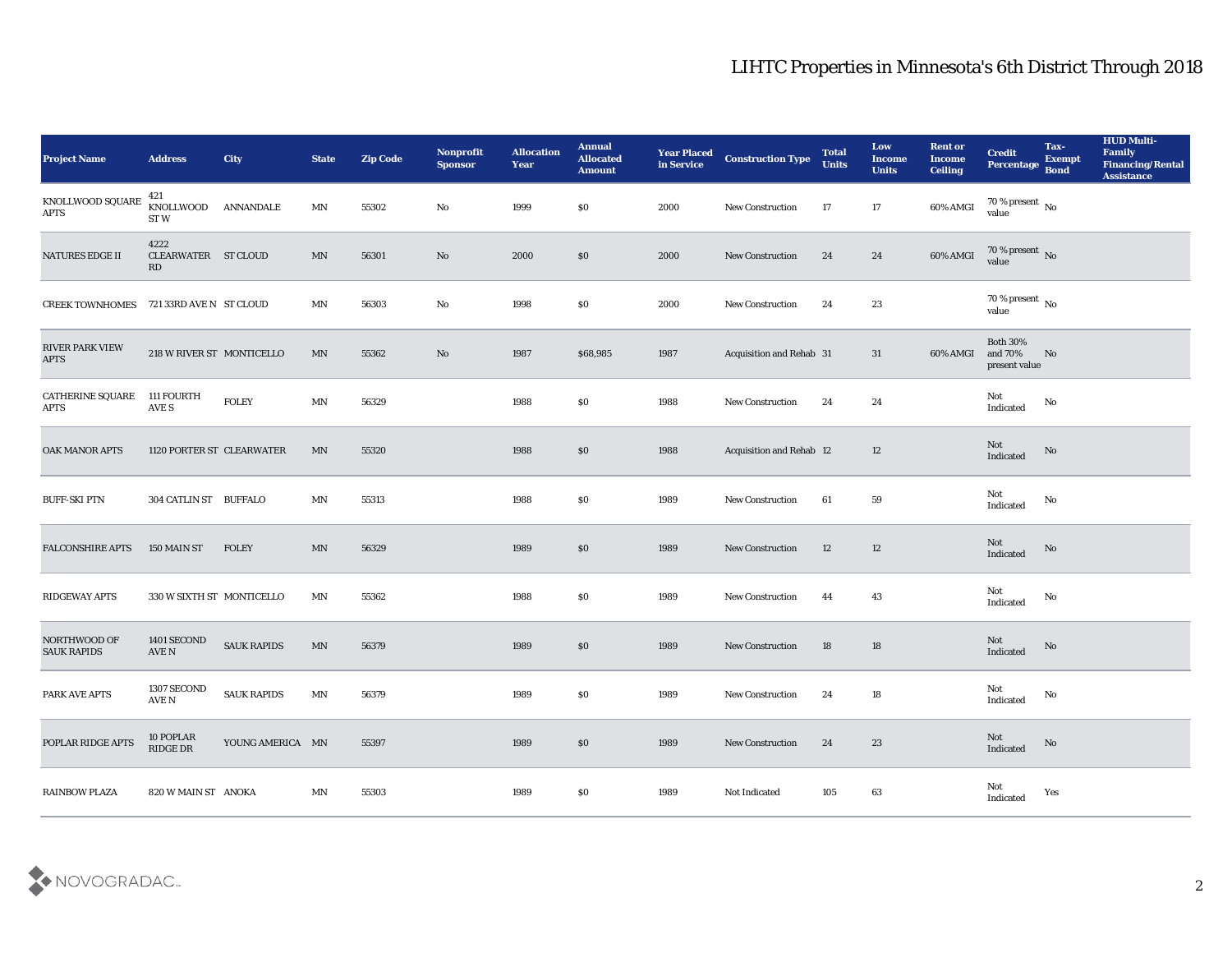# LIHTC Properties in Minnesota's 6th District Through 2018

| Project Name | Address | City | State | Zip Code | Nonprofit Sponsor | Allocation Year | Annual Allocated Amount | Year Placed in Service | Construction Type | Total Units | Low Income Units | Rent or Income Ceiling | Credit Percentage | Tax-Exempt Bond | HUD Multi-Family Financing/Rental Assistance |
|---|---|---|---|---|---|---|---|---|---|---|---|---|---|---|---|
| KNOLLWOOD SQUARE APTS | 421 KNOLLWOOD ST W | ANNANDALE | MN | 55302 | No | 1999 | $0 | 2000 | New Construction | 17 | 17 | 60% AMGI | 70 % present value | No | |
| NATURES EDGE II | 4222 CLEARWATER RD | ST CLOUD | MN | 56301 | No | 2000 | $0 | 2000 | New Construction | 24 | 24 | 60% AMGI | 70 % present value | No | |
| CREEK TOWNHOMES | 721 33RD AVE N | ST CLOUD | MN | 56303 | No | 1998 | $0 | 2000 | New Construction | 24 | 23 | | 70 % present value | No | |
| RIVER PARK VIEW APTS | 218 W RIVER ST | MONTICELLO | MN | 55362 | No | 1987 | $68,985 | 1987 | Acquisition and Rehab | 31 | 31 | 60% AMGI | Both 30% and 70% present value | No | |
| CATHERINE SQUARE APTS | 111 FOURTH AVE S | FOLEY | MN | 56329 | | 1988 | $0 | 1988 | New Construction | 24 | 24 | | Not Indicated | No | |
| OAK MANOR APTS | 1120 PORTER ST | CLEARWATER | MN | 55320 | | 1988 | $0 | 1988 | Acquisition and Rehab | 12 | 12 | | Not Indicated | No | |
| BUFF-SKI PTN | 304 CATLIN ST | BUFFALO | MN | 55313 | | 1988 | $0 | 1989 | New Construction | 61 | 59 | | Not Indicated | No | |
| FALCONSHIRE APTS | 150 MAIN ST | FOLEY | MN | 56329 | | 1989 | $0 | 1989 | New Construction | 12 | 12 | | Not Indicated | No | |
| RIDGEWAY APTS | 330 W SIXTH ST | MONTICELLO | MN | 55362 | | 1988 | $0 | 1989 | New Construction | 44 | 43 | | Not Indicated | No | |
| NORTHWOOD OF SAUK RAPIDS | 1401 SECOND AVE N | SAUK RAPIDS | MN | 56379 | | 1989 | $0 | 1989 | New Construction | 18 | 18 | | Not Indicated | No | |
| PARK AVE APTS | 1307 SECOND AVE N | SAUK RAPIDS | MN | 56379 | | 1989 | $0 | 1989 | New Construction | 24 | 18 | | Not Indicated | No | |
| POPLAR RIDGE APTS | 10 POPLAR RIDGE DR | YOUNG AMERICA | MN | 55397 | | 1989 | $0 | 1989 | New Construction | 24 | 23 | | Not Indicated | No | |
| RAINBOW PLAZA | 820 W MAIN ST | ANOKA | MN | 55303 | | 1989 | $0 | 1989 | Not Indicated | 105 | 63 | | Not Indicated | Yes | |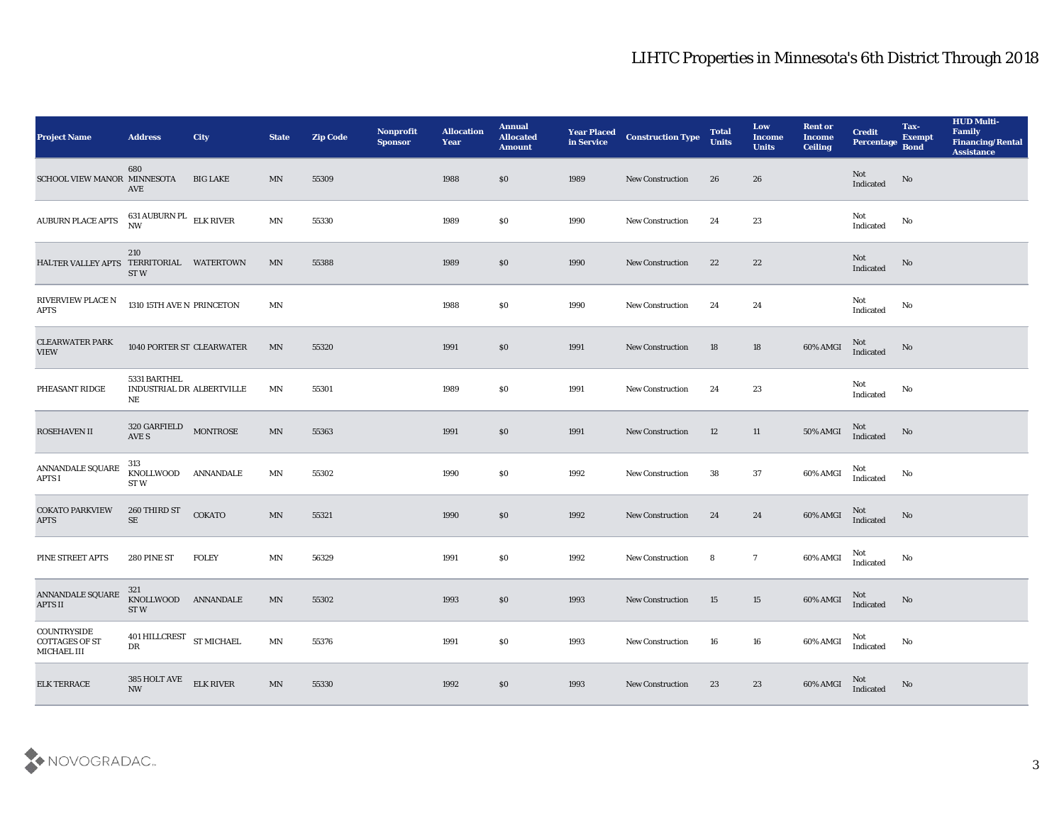# LIHTC Properties in Minnesota's 6th District Through 2018

| Project Name | Address | City | State | Zip Code | Nonprofit Sponsor | Allocation Year | Annual Allocated Amount | Year Placed in Service | Construction Type | Total Units | Low Income Units | Rent or Income Ceiling | Credit Percentage | Tax-Exempt Bond | HUD Multi-Family Financing/Rental Assistance |
|---|---|---|---|---|---|---|---|---|---|---|---|---|---|---|---|
| SCHOOL VIEW MANOR | 680 MINNESOTA AVE | BIG LAKE | MN | 55309 | | 1988 | $0 | 1989 | New Construction | 26 | 26 | | Not Indicated | No | |
| AUBURN PLACE APTS | 631 AUBURN PL NW | ELK RIVER | MN | 55330 | | 1989 | $0 | 1990 | New Construction | 24 | 23 | | Not Indicated | No | |
| HALTER VALLEY APTS | 210 TERRITORIAL ST W | WATERTOWN | MN | 55388 | | 1989 | $0 | 1990 | New Construction | 22 | 22 | | Not Indicated | No | |
| RIVERVIEW PLACE N APTS | 1310 15TH AVE N | PRINCETON | MN | | | 1988 | $0 | 1990 | New Construction | 24 | 24 | | Not Indicated | No | |
| CLEARWATER PARK VIEW | 1040 PORTER ST | CLEARWATER | MN | 55320 | | 1991 | $0 | 1991 | New Construction | 18 | 18 | 60% AMGI | Not Indicated | No | |
| PHEASANT RIDGE | 5331 BARTHEL INDUSTRIAL DR NE | ALBERTVILLE | MN | 55301 | | 1989 | $0 | 1991 | New Construction | 24 | 23 | | Not Indicated | No | |
| ROSEHAVEN II | 320 GARFIELD AVE S | MONTROSE | MN | 55363 | | 1991 | $0 | 1991 | New Construction | 12 | 11 | 50% AMGI | Not Indicated | No | |
| ANNANDALE SQUARE APTS I | 313 KNOLLWOOD ST W | ANNANDALE | MN | 55302 | | 1990 | $0 | 1992 | New Construction | 38 | 37 | 60% AMGI | Not Indicated | No | |
| COKATO PARKVIEW APTS | 260 THIRD ST SE | COKATO | MN | 55321 | | 1990 | $0 | 1992 | New Construction | 24 | 24 | 60% AMGI | Not Indicated | No | |
| PINE STREET APTS | 280 PINE ST | FOLEY | MN | 56329 | | 1991 | $0 | 1992 | New Construction | 8 | 7 | 60% AMGI | Not Indicated | No | |
| ANNANDALE SQUARE APTS II | 321 KNOLLWOOD ST W | ANNANDALE | MN | 55302 | | 1993 | $0 | 1993 | New Construction | 15 | 15 | 60% AMGI | Not Indicated | No | |
| COUNTRYSIDE COTTAGES OF ST MICHAEL III | 401 HILLCREST DR | ST MICHAEL | MN | 55376 | | 1991 | $0 | 1993 | New Construction | 16 | 16 | 60% AMGI | Not Indicated | No | |
| ELK TERRACE | 385 HOLT AVE NW | ELK RIVER | MN | 55330 | | 1992 | $0 | 1993 | New Construction | 23 | 23 | 60% AMGI | Not Indicated | No | |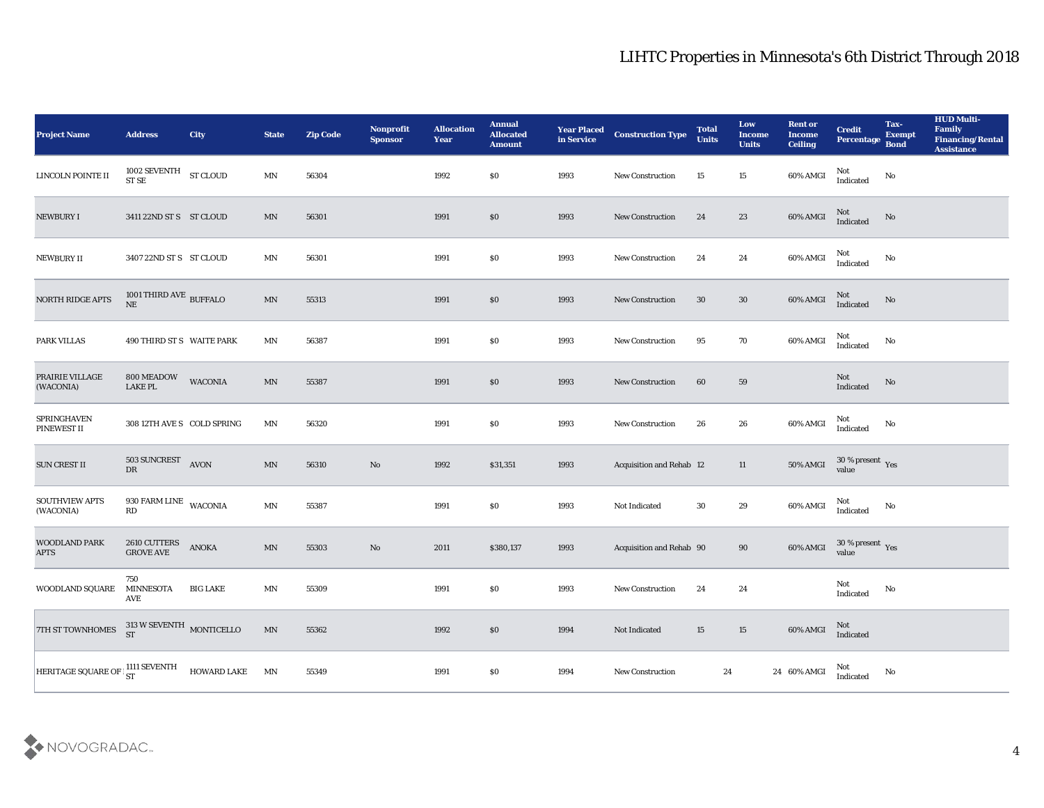# LIHTC Properties in Minnesota's 6th District Through 2018

| Project Name | Address | City | State | Zip Code | Nonprofit Sponsor | Allocation Year | Annual Allocated Amount | Year Placed in Service | Construction Type | Total Units | Low Income Units | Rent or Income Ceiling | Credit Percentage | Tax-Exempt Bond | HUD Multi-Family Financing/Rental Assistance |
|---|---|---|---|---|---|---|---|---|---|---|---|---|---|---|---|
| LINCOLN POINTE II | 1002 SEVENTH ST SE | ST CLOUD | MN | 56304 | | 1992 | $0 | 1993 | New Construction | 15 | 15 | 60% AMGI | Not Indicated | No | |
| NEWBURY I | 3411 22ND ST S | ST CLOUD | MN | 56301 | | 1991 | $0 | 1993 | New Construction | 24 | 23 | 60% AMGI | Not Indicated | No | |
| NEWBURY II | 3407 22ND ST S | ST CLOUD | MN | 56301 | | 1991 | $0 | 1993 | New Construction | 24 | 24 | 60% AMGI | Not Indicated | No | |
| NORTH RIDGE APTS | 1001 THIRD AVE NE | BUFFALO | MN | 55313 | | 1991 | $0 | 1993 | New Construction | 30 | 30 | 60% AMGI | Not Indicated | No | |
| PARK VILLAS | 490 THIRD ST S | WAITE PARK | MN | 56387 | | 1991 | $0 | 1993 | New Construction | 95 | 70 | 60% AMGI | Not Indicated | No | |
| PRAIRIE VILLAGE (WACONIA) | 800 MEADOW LAKE PL | WACONIA | MN | 55387 | | 1991 | $0 | 1993 | New Construction | 60 | 59 | | Not Indicated | No | |
| SPRINGHAVEN PINEWEST II | 308 12TH AVE S | COLD SPRING | MN | 56320 | | 1991 | $0 | 1993 | New Construction | 26 | 26 | 60% AMGI | Not Indicated | No | |
| SUN CREST II | 503 SUNCREST DR | AVON | MN | 56310 | No | 1992 | $31,351 | 1993 | Acquisition and Rehab | 12 | 11 | 50% AMGI | 30 % present value | Yes | |
| SOUTHVIEW APTS (WACONIA) | 930 FARM LINE RD | WACONIA | MN | 55387 | | 1991 | $0 | 1993 | Not Indicated | 30 | 29 | 60% AMGI | Not Indicated | No | |
| WOODLAND PARK APTS | 2610 CUTTERS GROVE AVE | ANOKA | MN | 55303 | No | 2011 | $380,137 | 1993 | Acquisition and Rehab | 90 | 90 | 60% AMGI | 30 % present value | Yes | |
| WOODLAND SQUARE | 750 MINNESOTA AVE | BIG LAKE | MN | 55309 | | 1991 | $0 | 1993 | New Construction | 24 | 24 | | Not Indicated | No | |
| 7TH ST TOWNHOMES | 313 W SEVENTH ST | MONTICELLO | MN | 55362 | | 1992 | $0 | 1994 | Not Indicated | 15 | 15 | 60% AMGI | Not Indicated | | |
| HERITAGE SQUARE OF | 1111 SEVENTH ST | HOWARD LAKE | MN | 55349 | | 1991 | $0 | 1994 | New Construction | 24 | 24 | 60% AMGI | Not Indicated | No | |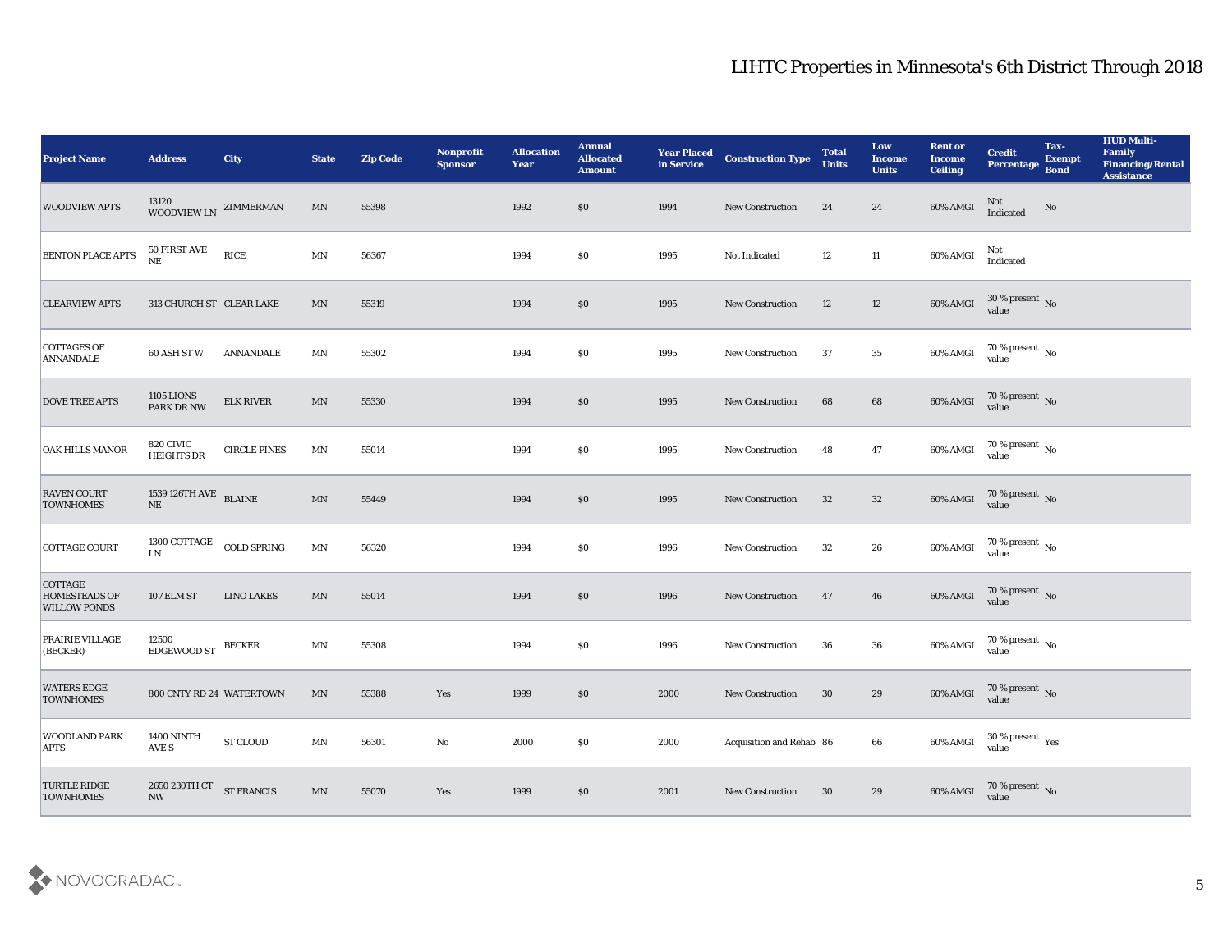# LIHTC Properties in Minnesota's 6th District Through 2018

| Project Name | Address | City | State | Zip Code | Nonprofit Sponsor | Allocation Year | Annual Allocated Amount | Year Placed in Service | Construction Type | Total Units | Low Income Units | Rent or Income Ceiling | Credit Percentage | Tax-Exempt Bond | HUD Multi-Family Financing/Rental Assistance |
|---|---|---|---|---|---|---|---|---|---|---|---|---|---|---|---|
| WOODVIEW APTS | 13120 WOODVIEW LN | ZIMMERMAN | MN | 55398 | | 1992 | $0 | 1994 | New Construction | 24 | 24 | 60% AMGI | Not Indicated | No | |
| BENTON PLACE APTS | 50 FIRST AVE NE | RICE | MN | 56367 | | 1994 | $0 | 1995 | Not Indicated | 12 | 11 | 60% AMGI | Not Indicated | | |
| CLEARVIEW APTS | 313 CHURCH ST | CLEAR LAKE | MN | 55319 | | 1994 | $0 | 1995 | New Construction | 12 | 12 | 60% AMGI | 30 % present value | No | |
| COTTAGES OF ANNANDALE | 60 ASH ST W | ANNANDALE | MN | 55302 | | 1994 | $0 | 1995 | New Construction | 37 | 35 | 60% AMGI | 70 % present value | No | |
| DOVE TREE APTS | 1105 LIONS PARK DR NW | ELK RIVER | MN | 55330 | | 1994 | $0 | 1995 | New Construction | 68 | 68 | 60% AMGI | 70 % present value | No | |
| OAK HILLS MANOR | 820 CIVIC HEIGHTS DR | CIRCLE PINES | MN | 55014 | | 1994 | $0 | 1995 | New Construction | 48 | 47 | 60% AMGI | 70 % present value | No | |
| RAVEN COURT TOWNHOMES | 1539 126TH AVE NE | BLAINE | MN | 55449 | | 1994 | $0 | 1995 | New Construction | 32 | 32 | 60% AMGI | 70 % present value | No | |
| COTTAGE COURT | 1300 COTTAGE LN | COLD SPRING | MN | 56320 | | 1994 | $0 | 1996 | New Construction | 32 | 26 | 60% AMGI | 70 % present value | No | |
| COTTAGE HOMESTEADS OF WILLOW PONDS | 107 ELM ST | LINO LAKES | MN | 55014 | | 1994 | $0 | 1996 | New Construction | 47 | 46 | 60% AMGI | 70 % present value | No | |
| PRAIRIE VILLAGE (BECKER) | 12500 EDGEWOOD ST | BECKER | MN | 55308 | | 1994 | $0 | 1996 | New Construction | 36 | 36 | 60% AMGI | 70 % present value | No | |
| WATERS EDGE TOWNHOMES | 800 CNTY RD 24 | WATERTOWN | MN | 55388 | Yes | 1999 | $0 | 2000 | New Construction | 30 | 29 | 60% AMGI | 70 % present value | No | |
| WOODLAND PARK APTS | 1400 NINTH AVE S | ST CLOUD | MN | 56301 | No | 2000 | $0 | 2000 | Acquisition and Rehab | 86 | 66 | 60% AMGI | 30 % present value | Yes | |
| TURTLE RIDGE TOWNHOMES | 2650 230TH CT NW | ST FRANCIS | MN | 55070 | Yes | 1999 | $0 | 2001 | New Construction | 30 | 29 | 60% AMGI | 70 % present value | No | |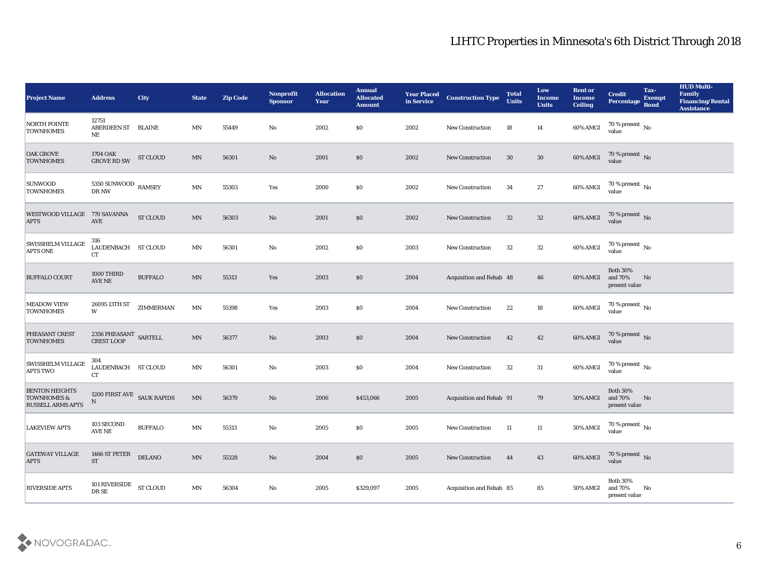# LIHTC Properties in Minnesota's 6th District Through 2018

| Project Name | Address | City | State | Zip Code | Nonprofit Sponsor | Allocation Year | Annual Allocated Amount | Year Placed in Service | Construction Type | Total Units | Low Income Units | Rent or Income Ceiling | Credit Percentage | Tax-Exempt Bond | HUD Multi-Family Financing/Rental Assistance |
|---|---|---|---|---|---|---|---|---|---|---|---|---|---|---|---|
| NORTH POINTE TOWNHOMES | 12751 ABERDEEN ST NE | BLAINE | MN | 55449 | No | 2002 | $0 | 2002 | New Construction | 18 | 14 | 60% AMGI | 70 % present value | No | |
| OAK GROVE TOWNHOMES | 1704 OAK GROVE RD SW | ST CLOUD | MN | 56301 | No | 2001 | $0 | 2002 | New Construction | 30 | 30 | 60% AMGI | 70 % present value | No | |
| SUNWOOD TOWNHOMES | 5350 SUNWOOD DR NW | RAMSEY | MN | 55303 | Yes | 2000 | $0 | 2002 | New Construction | 34 | 27 | 60% AMGI | 70 % present value | No | |
| WESTWOOD VILLAGE APTS | 770 SAVANNA AVE | ST CLOUD | MN | 56303 | No | 2001 | $0 | 2002 | New Construction | 32 | 32 | 60% AMGI | 70 % present value | No | |
| SWISSHELM VILLAGE APTS ONE | 316 LAUDENBACH CT | ST CLOUD | MN | 56301 | No | 2002 | $0 | 2003 | New Construction | 32 | 32 | 60% AMGI | 70 % present value | No | |
| BUFFALO COURT | 1000 THIRD AVE NE | BUFFALO | MN | 55313 | Yes | 2003 | $0 | 2004 | Acquisition and Rehab | 48 | 46 | 60% AMGI | Both 30% and 70% present value | No | |
| MEADOW VIEW TOWNHOMES | 26095 13TH ST W | ZIMMERMAN | MN | 55398 | Yes | 2003 | $0 | 2004 | New Construction | 22 | 18 | 60% AMGI | 70 % present value | No | |
| PHEASANT CREST TOWNHOMES | 2356 PHEASANT CREST LOOP | SARTELL | MN | 56377 | No | 2003 | $0 | 2004 | New Construction | 42 | 42 | 60% AMGI | 70 % present value | No | |
| SWISSHELM VILLAGE APTS TWO | 304 LAUDENBACH CT | ST CLOUD | MN | 56301 | No | 2003 | $0 | 2004 | New Construction | 32 | 31 | 60% AMGI | 70 % present value | No | |
| BENTON HEIGHTS TOWNHOMES & RUSSELL ARMS APTS | 1200 FIRST AVE N | SAUK RAPIDS | MN | 56379 | No | 2006 | $453,066 | 2005 | Acquisition and Rehab | 91 | 79 | 50% AMGI | Both 30% and 70% present value | No | |
| LAKEVIEW APTS | 103 SECOND AVE NE | BUFFALO | MN | 55313 | No | 2005 | $0 | 2005 | New Construction | 11 | 11 | 50% AMGI | 70 % present value | No | |
| GATEWAY VILLAGE APTS | 1466 ST PETER ST | DELANO | MN | 55328 | No | 2004 | $0 | 2005 | New Construction | 44 | 43 | 60% AMGI | 70 % present value | No | |
| RIVERSIDE APTS | 101 RIVERSIDE DR SE | ST CLOUD | MN | 56304 | No | 2005 | $329,097 | 2005 | Acquisition and Rehab | 85 | 85 | 50% AMGI | Both 30% and 70% present value | No | |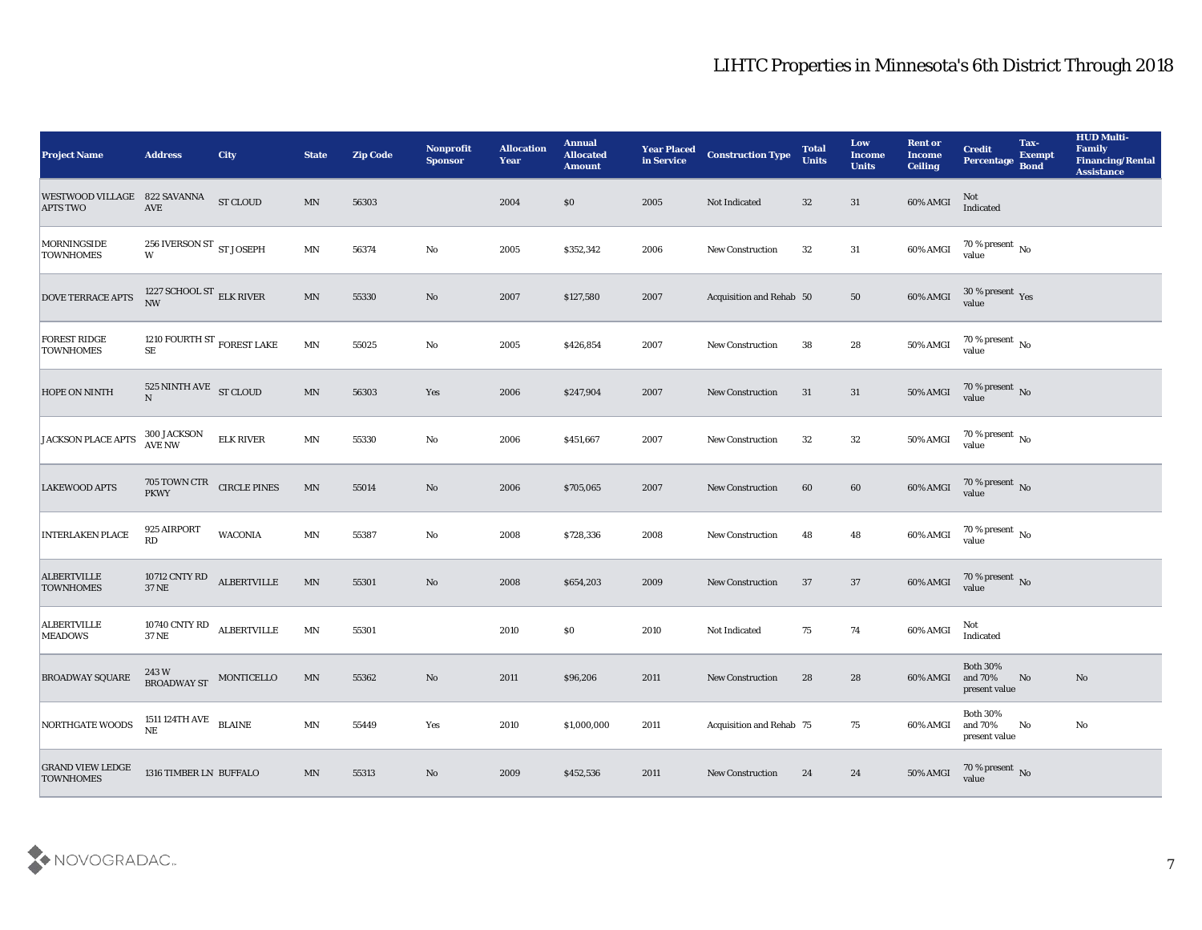# LIHTC Properties in Minnesota's 6th District Through 2018

| Project Name | Address | City | State | Zip Code | Nonprofit Sponsor | Allocation Year | Annual Allocated Amount | Year Placed in Service | Construction Type | Total Units | Low Income Units | Rent or Income Ceiling | Credit Percentage | Tax-Exempt Bond | HUD Multi-Family Financing/Rental Assistance |
|---|---|---|---|---|---|---|---|---|---|---|---|---|---|---|---|
| WESTWOOD VILLAGE APTS TWO | 822 SAVANNA AVE | ST CLOUD | MN | 56303 | | 2004 | $0 | 2005 | Not Indicated | 32 | 31 | 60% AMGI | Not Indicated | | |
| MORNINGSIDE TOWNHOMES | 256 IVERSON ST W | ST JOSEPH | MN | 56374 | No | 2005 | $352,342 | 2006 | New Construction | 32 | 31 | 60% AMGI | 70 % present value | No | |
| DOVE TERRACE APTS | 1227 SCHOOL ST NW | ELK RIVER | MN | 55330 | No | 2007 | $127,580 | 2007 | Acquisition and Rehab | 50 | 50 | 60% AMGI | 30 % present value | Yes | |
| FOREST RIDGE TOWNHOMES | 1210 FOURTH ST SE | FOREST LAKE | MN | 55025 | No | 2005 | $426,854 | 2007 | New Construction | 38 | 28 | 50% AMGI | 70 % present value | No | |
| HOPE ON NINTH | 525 NINTH AVE N | ST CLOUD | MN | 56303 | Yes | 2006 | $247,904 | 2007 | New Construction | 31 | 31 | 50% AMGI | 70 % present value | No | |
| JACKSON PLACE APTS | 300 JACKSON AVE NW | ELK RIVER | MN | 55330 | No | 2006 | $451,667 | 2007 | New Construction | 32 | 32 | 50% AMGI | 70 % present value | No | |
| LAKEWOOD APTS | 705 TOWN CTR PKWY | CIRCLE PINES | MN | 55014 | No | 2006 | $705,065 | 2007 | New Construction | 60 | 60 | 60% AMGI | 70 % present value | No | |
| INTERLAKEN PLACE | 925 AIRPORT RD | WACONIA | MN | 55387 | No | 2008 | $728,336 | 2008 | New Construction | 48 | 48 | 60% AMGI | 70 % present value | No | |
| ALBERTVILLE TOWNHOMES | 10712 CNTY RD 37 NE | ALBERTVILLE | MN | 55301 | No | 2008 | $654,203 | 2009 | New Construction | 37 | 37 | 60% AMGI | 70 % present value | No | |
| ALBERTVILLE MEADOWS | 10740 CNTY RD 37 NE | ALBERTVILLE | MN | 55301 | | 2010 | $0 | 2010 | Not Indicated | 75 | 74 | 60% AMGI | Not Indicated | | |
| BROADWAY SQUARE | 243 W BROADWAY ST | MONTICELLO | MN | 55362 | No | 2011 | $96,206 | 2011 | New Construction | 28 | 28 | 60% AMGI | Both 30% and 70% present value | No | No |
| NORTHGATE WOODS | 1511 124TH AVE NE | BLAINE | MN | 55449 | Yes | 2010 | $1,000,000 | 2011 | Acquisition and Rehab | 75 | 75 | 60% AMGI | Both 30% and 70% present value | No | No |
| GRAND VIEW LEDGE TOWNHOMES | 1316 TIMBER LN | BUFFALO | MN | 55313 | No | 2009 | $452,536 | 2011 | New Construction | 24 | 24 | 50% AMGI | 70 % present value | No | |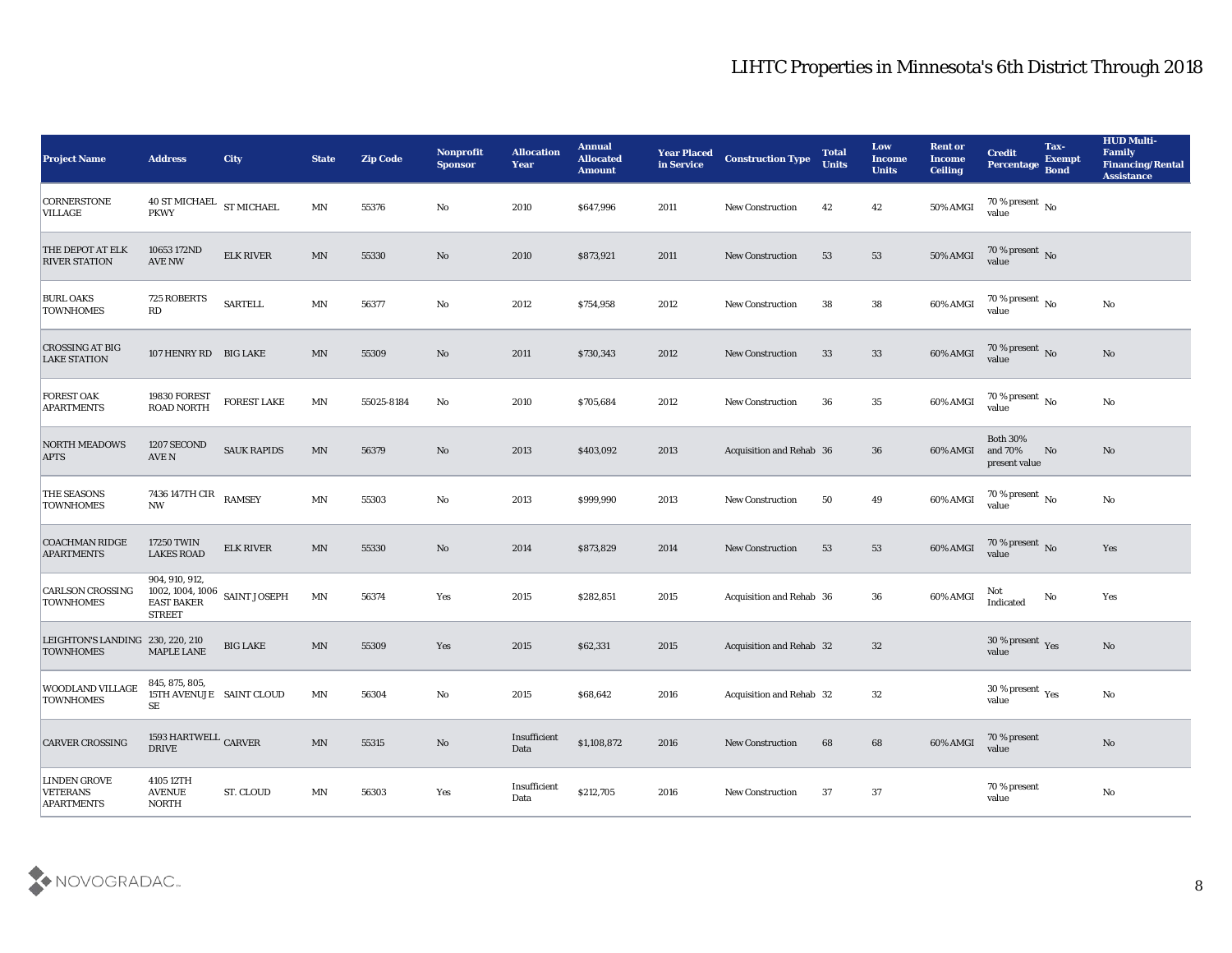# LIHTC Properties in Minnesota's 6th District Through 2018

| Project Name | Address | City | State | Zip Code | Nonprofit Sponsor | Allocation Year | Annual Allocated Amount | Year Placed in Service | Construction Type | Total Units | Low Income Units | Rent or Income Ceiling | Credit Percentage | Tax-Exempt Bond | HUD Multi-Family Financing/Rental Assistance |
|---|---|---|---|---|---|---|---|---|---|---|---|---|---|---|---|
| CORNERSTONE VILLAGE | 40 ST MICHAEL PKWY | ST MICHAEL | MN | 55376 | No | 2010 | $647,996 | 2011 | New Construction | 42 | 42 | 50% AMGI | 70 % present value | No | |
| THE DEPOT AT ELK RIVER STATION | 10653 172ND AVE NW | ELK RIVER | MN | 55330 | No | 2010 | $873,921 | 2011 | New Construction | 53 | 53 | 50% AMGI | 70 % present value | No | |
| BURL OAKS TOWNHOMES | 725 ROBERTS RD | SARTELL | MN | 56377 | No | 2012 | $754,958 | 2012 | New Construction | 38 | 38 | 60% AMGI | 70 % present value | No | No |
| CROSSING AT BIG LAKE STATION | 107 HENRY RD | BIG LAKE | MN | 55309 | No | 2011 | $730,343 | 2012 | New Construction | 33 | 33 | 60% AMGI | 70 % present value | No | No |
| FOREST OAK APARTMENTS | 19830 FOREST ROAD NORTH | FOREST LAKE | MN | 55025-8184 | No | 2010 | $705,684 | 2012 | New Construction | 36 | 35 | 60% AMGI | 70 % present value | No | No |
| NORTH MEADOWS APTS | 1207 SECOND AVE N | SAUK RAPIDS | MN | 56379 | No | 2013 | $403,092 | 2013 | Acquisition and Rehab | 36 | 36 | 60% AMGI | Both 30% and 70% present value | No | No |
| THE SEASONS TOWNHOMES | 7436 147TH CIR NW | RAMSEY | MN | 55303 | No | 2013 | $999,990 | 2013 | New Construction | 50 | 49 | 60% AMGI | 70 % present value | No | No |
| COACHMAN RIDGE APARTMENTS | 17250 TWIN LAKES ROAD | ELK RIVER | MN | 55330 | No | 2014 | $873,829 | 2014 | New Construction | 53 | 53 | 60% AMGI | 70 % present value | No | Yes |
| CARLSON CROSSING TOWNHOMES | 904, 910, 912, 1002, 1004, 1006 EAST BAKER STREET | SAINT JOSEPH | MN | 56374 | Yes | 2015 | $282,851 | 2015 | Acquisition and Rehab | 36 | 36 | 60% AMGI | Not Indicated | No | Yes |
| LEIGHTON'S LANDING TOWNHOMES | 230, 220, 210 MAPLE LANE | BIG LAKE | MN | 55309 | Yes | 2015 | $62,331 | 2015 | Acquisition and Rehab | 32 | 32 | | 30 % present value | Yes | No |
| WOODLAND VILLAGE TOWNHOMES | 845, 875, 805, 15TH AVENUE SE | SAINT CLOUD | MN | 56304 | No | 2015 | $68,642 | 2016 | Acquisition and Rehab | 32 | 32 | | 30 % present value | Yes | No |
| CARVER CROSSING | 1593 HARTWELL DRIVE | CARVER | MN | 55315 | No | Insufficient Data | $1,108,872 | 2016 | New Construction | 68 | 68 | 60% AMGI | 70 % present value | | No |
| LINDEN GROVE VETERANS APARTMENTS | 4105 12TH AVENUE NORTH | ST. CLOUD | MN | 56303 | Yes | Insufficient Data | $212,705 | 2016 | New Construction | 37 | 37 | | 70 % present value | | No |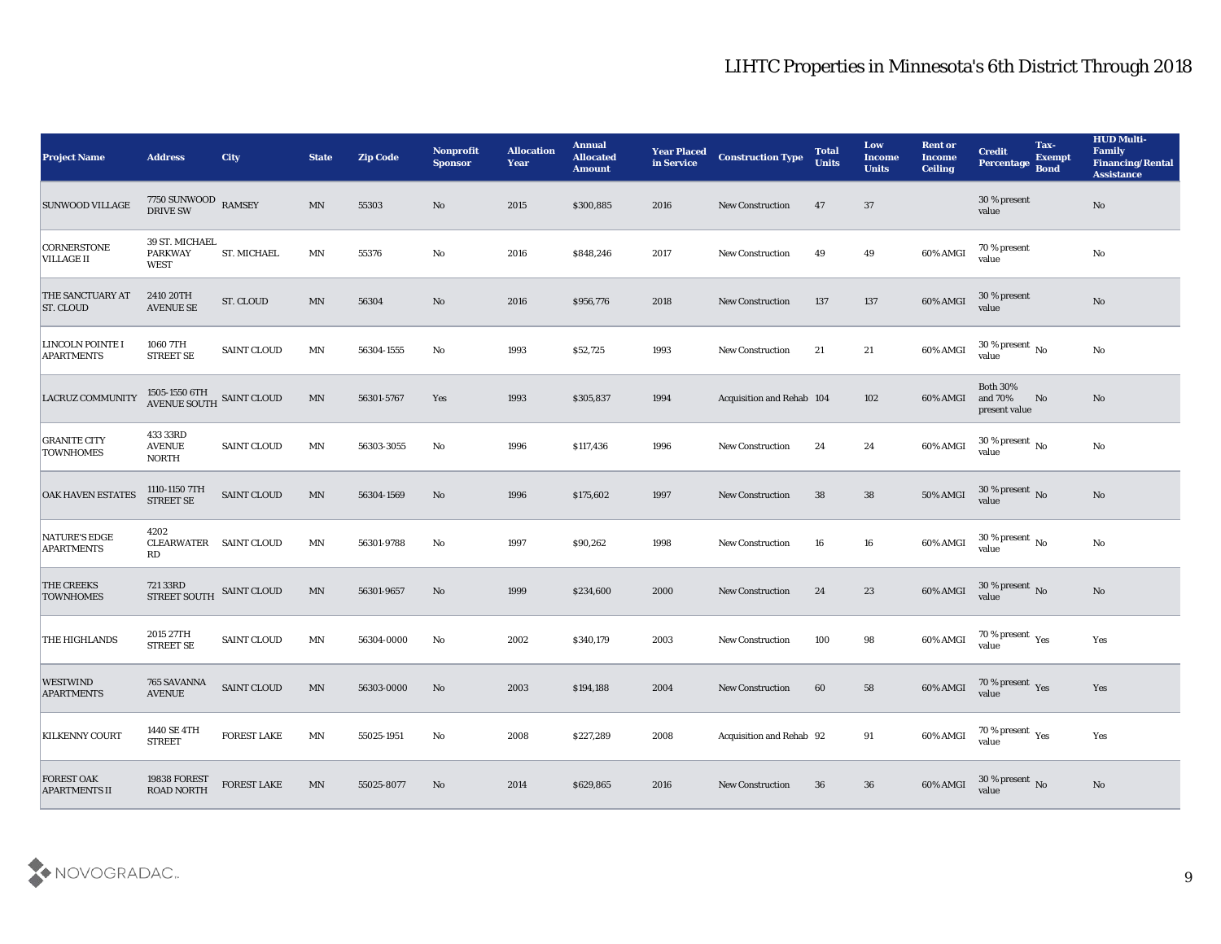# LIHTC Properties in Minnesota's 6th District Through 2018

| Project Name | Address | City | State | Zip Code | Nonprofit Sponsor | Allocation Year | Annual Allocated Amount | Year Placed in Service | Construction Type | Total Units | Low Income Units | Rent or Income Ceiling | Credit Percentage | Tax-Exempt Bond | HUD Multi-Family Financing/Rental Assistance |
|---|---|---|---|---|---|---|---|---|---|---|---|---|---|---|---|
| SUNWOOD VILLAGE | 7750 SUNWOOD DRIVE SW | RAMSEY | MN | 55303 | No | 2015 | $300,885 | 2016 | New Construction | 47 | 37 | | 30 % present value | | No |
| CORNERSTONE VILLAGE II | 39 ST. MICHAEL PARKWAY WEST | ST. MICHAEL | MN | 55376 | No | 2016 | $848,246 | 2017 | New Construction | 49 | 49 | 60% AMGI | 70 % present value | | No |
| THE SANCTUARY AT ST. CLOUD | 2410 20TH AVENUE SE | ST. CLOUD | MN | 56304 | No | 2016 | $956,776 | 2018 | New Construction | 137 | 137 | 60% AMGI | 30 % present value | | No |
| LINCOLN POINTE I APARTMENTS | 1060 7TH STREET SE | SAINT CLOUD | MN | 56304-1555 | No | 1993 | $52,725 | 1993 | New Construction | 21 | 21 | 60% AMGI | 30 % present value | No | No |
| LACRUZ COMMUNITY | 1505-1550 6TH AVENUE SOUTH | SAINT CLOUD | MN | 56301-5767 | Yes | 1993 | $305,837 | 1994 | Acquisition and Rehab | 104 | 102 | 60% AMGI | Both 30% and 70% present value | No | No |
| GRANITE CITY TOWNHOMES | 433 33RD AVENUE NORTH | SAINT CLOUD | MN | 56303-3055 | No | 1996 | $117,436 | 1996 | New Construction | 24 | 24 | 60% AMGI | 30 % present value | No | No |
| OAK HAVEN ESTATES | 1110-1150 7TH STREET SE | SAINT CLOUD | MN | 56304-1569 | No | 1996 | $175,602 | 1997 | New Construction | 38 | 38 | 50% AMGI | 30 % present value | No | No |
| NATURE'S EDGE APARTMENTS | 4202 CLEARWATER RD | SAINT CLOUD | MN | 56301-9788 | No | 1997 | $90,262 | 1998 | New Construction | 16 | 16 | 60% AMGI | 30 % present value | No | No |
| THE CREEKS TOWNHOMES | 721 33RD STREET SOUTH | SAINT CLOUD | MN | 56301-9657 | No | 1999 | $234,600 | 2000 | New Construction | 24 | 23 | 60% AMGI | 30 % present value | No | No |
| THE HIGHLANDS | 2015 27TH STREET SE | SAINT CLOUD | MN | 56304-0000 | No | 2002 | $340,179 | 2003 | New Construction | 100 | 98 | 60% AMGI | 70 % present value | Yes | Yes |
| WESTWIND APARTMENTS | 765 SAVANNA AVENUE | SAINT CLOUD | MN | 56303-0000 | No | 2003 | $194,188 | 2004 | New Construction | 60 | 58 | 60% AMGI | 70 % present value | Yes | Yes |
| KILKENNY COURT | 1440 SE 4TH STREET | FOREST LAKE | MN | 55025-1951 | No | 2008 | $227,289 | 2008 | Acquisition and Rehab | 92 | 91 | 60% AMGI | 70 % present value | Yes | Yes |
| FOREST OAK APARTMENTS II | 19838 FOREST ROAD NORTH | FOREST LAKE | MN | 55025-8077 | No | 2014 | $629,865 | 2016 | New Construction | 36 | 36 | 60% AMGI | 30 % present value | No | No |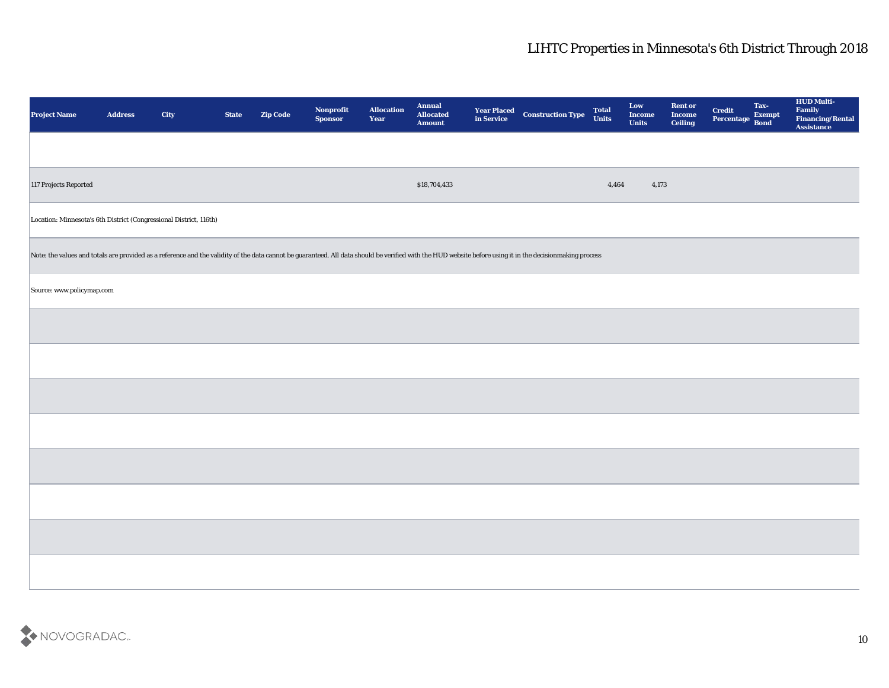| Project Name | Address | City | State | Zip Code | Nonprofit Sponsor | Allocation Year | Annual Allocated Amount | Year Placed in Service | Construction Type | Total Units | Low Income Units | Rent or Income Ceiling | Credit Percentage | Tax-Exempt Bond | HUD Multi-Family Financing/Rental Assistance |
|---|---|---|---|---|---|---|---|---|---|---|---|---|---|---|---|
| | | | | | | | | | | | | | | | |
| 117 Projects Reported | | | | | | | $18,704,433 | | | 4,464 | 4,173 | | | | |
| Location: Minnesota's 6th District (Congressional District, 116th) | | | | | | | | | | | | | | | |
| Note: the values and totals are provided as a reference and the validity of the data cannot be guaranteed. All data should be verified with the HUD website before using it in the decisionmaking process | | | | | | | | | | | | | | | |
| Source: www.policymap.com | | | | | | | | | | | | | | | |
| | | | | | | | | | | | | | | | |
| | | | | | | | | | | | | | | | |
| | | | | | | | | | | | | | | | |
| | | | | | | | | | | | | | | | |
| | | | | | | | | | | | | | | | |
| | | | | | | | | | | | | | | | |
| | | | | | | | | | | | | | | | |
| | | | | | | | | | | | | | | | |